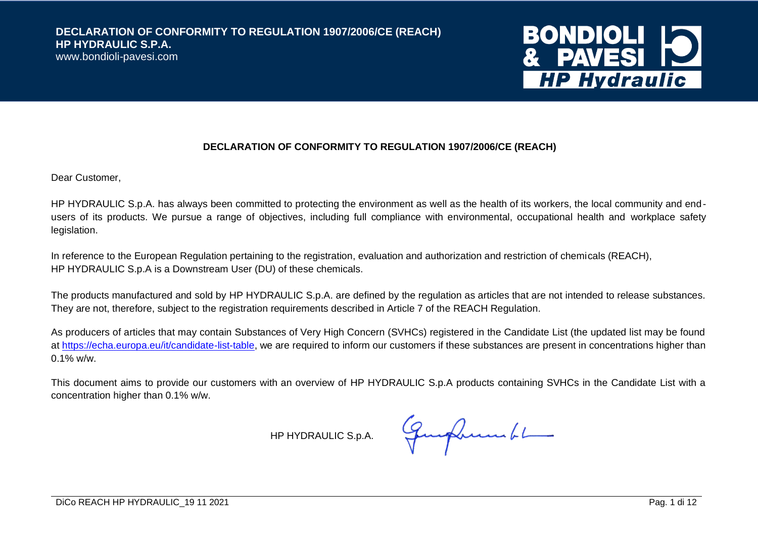# DECLARATION OF CONFORMITY TO REGULATION 1907/2006/CE (REACH)

**HP HYDRAULIC S.P.A.**

www.bondioli-pavesi.com

## DECLARATION OF CONFORMITY TO REGULATION 1907/2006/CE (REACH)

Dear Customer,

HP HYDRAULIC S.p.A. has always been committed to protecting the environment as well as the health of its workers, the local community and end-users of its products. We pursue a range of objectives, including full compliance with environmental, occupational health and workplace safety legislation.

In reference to the European Regulation pertaining to the registration, evaluation and authorization and restriction of chemicals (REACH), HP HYDRAULIC S.p.A is a Downstream User (DU) of these chemicals.

The products manufactured and sold by HP HYDRAULIC S.p.A. are defined by the regulation as articles that are not intended to release substances. They are not, therefore, subject to the registration requirements described in Article 7 of the REACH Regulation.

As producers of articles that may contain Substances of Very High Concern (SVHCs) registered in the Candidate List (the updated list may be found at https://echa.europa.eu/it/candidate-list-table, we are required to inform our customers if these substances are present in concentrations higher than 0.1% w/w.

This document aims to provide our customers with an overview of HP HYDRAULIC S.p.A products containing SVHCs in the Candidate List with a concentration higher than 0.1% w/w.

HP HYDRAULIC S.p.A.

DiCo REACH HP HYDRAULIC_19 11 2021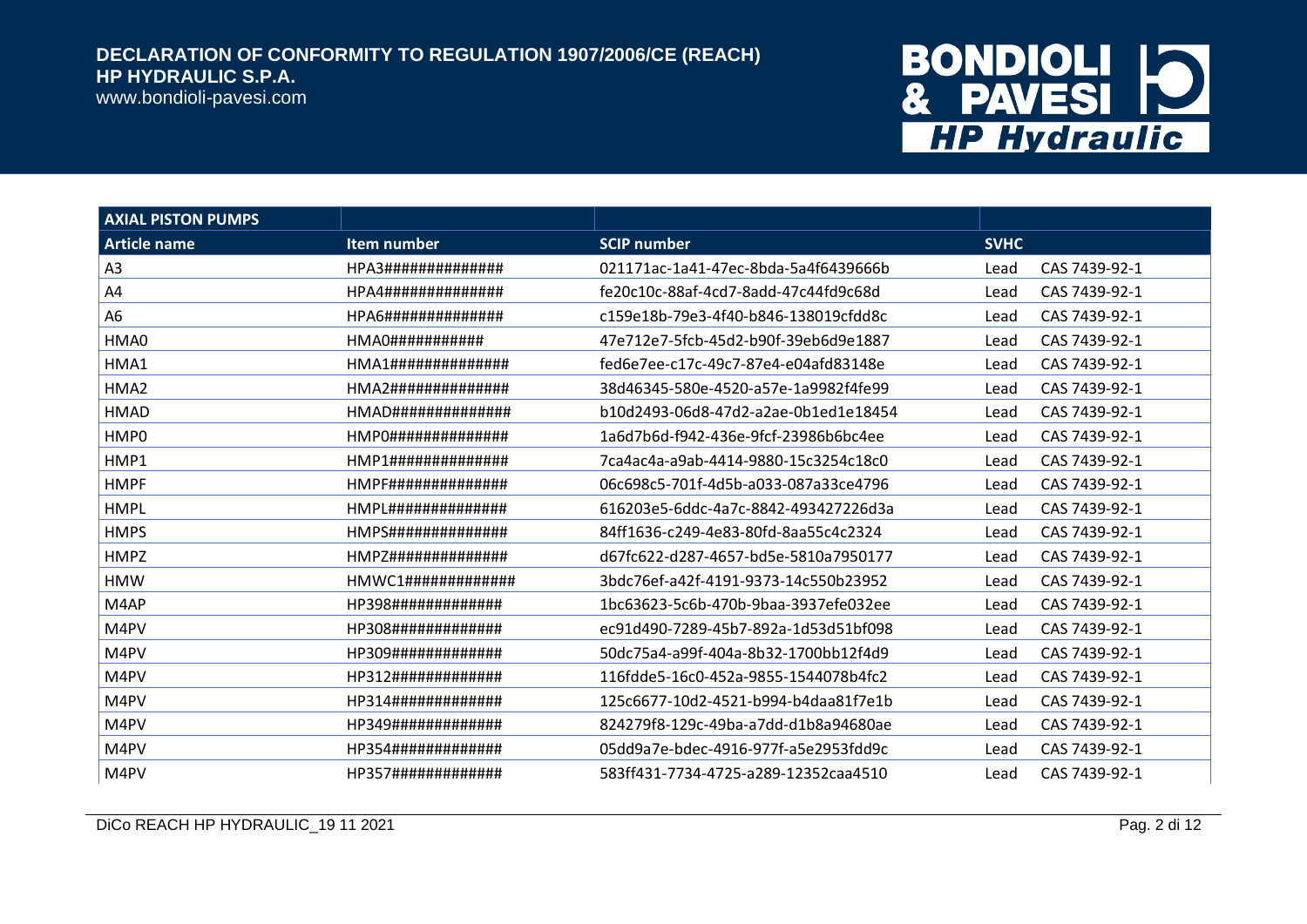| AXIAL PISTON PUMPS | | | | |
|---|---|---|---|---|
| **Article name** | **Item number** | **SCIP number** | **SVHC** | |
| A3 | HPA3############## | 021171ac-1a41-47ec-8bda-5a4f6439666b | Lead | CAS 7439-92-1 |
| A4 | HPA4############## | fe20c10c-88af-4cd7-8add-47c44fd9c68d | Lead | CAS 7439-92-1 |
| A6 | HPA6############## | c159e18b-79e3-4f40-b846-138019cfdd8c | Lead | CAS 7439-92-1 |
| HMA0 | HMA0########### | 47e712e7-5fcb-45d2-b90f-39eb6d9e1887 | Lead | CAS 7439-92-1 |
| HMA1 | HMA1############## | fed6e7ee-c17c-49c7-87e4-e04afd83148e | Lead | CAS 7439-92-1 |
| HMA2 | HMA2############## | 38d46345-580e-4520-a57e-1a9982f4fe99 | Lead | CAS 7439-92-1 |
| HMAD | HMAD############## | b10d2493-06d8-47d2-a2ae-0b1ed1e18454 | Lead | CAS 7439-92-1 |
| HMP0 | HMP0############## | 1a6d7b6d-f942-436e-9fcf-23986b6bc4ee | Lead | CAS 7439-92-1 |
| HMP1 | HMP1############## | 7ca4ac4a-a9ab-4414-9880-15c3254c18c0 | Lead | CAS 7439-92-1 |
| HMPF | HMPF############## | 06c698c5-701f-4d5b-a033-087a33ce4796 | Lead | CAS 7439-92-1 |
| HMPL | HMPL############## | 616203e5-6ddc-4a7c-8842-493427226d3a | Lead | CAS 7439-92-1 |
| HMPS | HMPS############## | 84ff1636-c249-4e83-80fd-8aa55c4c2324 | Lead | CAS 7439-92-1 |
| HMPZ | HMPZ############## | d67fc622-d287-4657-bd5e-5810a7950177 | Lead | CAS 7439-92-1 |
| HMW | HMWC1############# | 3bdc76ef-a42f-4191-9373-14c550b23952 | Lead | CAS 7439-92-1 |
| M4AP | HP398############# | 1bc63623-5c6b-470b-9baa-3937efe032ee | Lead | CAS 7439-92-1 |
| M4PV | HP308############# | ec91d490-7289-45b7-892a-1d53d51bf098 | Lead | CAS 7439-92-1 |
| M4PV | HP309############# | 50dc75a4-a99f-404a-8b32-1700bb12f4d9 | Lead | CAS 7439-92-1 |
| M4PV | HP312############# | 116fdde5-16c0-452a-9855-1544078b4fc2 | Lead | CAS 7439-92-1 |
| M4PV | HP314############# | 125c6677-10d2-4521-b994-b4daa81f7e1b | Lead | CAS 7439-92-1 |
| M4PV | HP349############# | 824279f8-129c-49ba-a7dd-d1b8a94680ae | Lead | CAS 7439-92-1 |
| M4PV | HP354############# | 05dd9a7e-bdec-4916-977f-a5e2953fdd9c | Lead | CAS 7439-92-1 |
| M4PV | HP357############# | 583ff431-7734-4725-a289-12352caa4510 | Lead | CAS 7439-92-1 |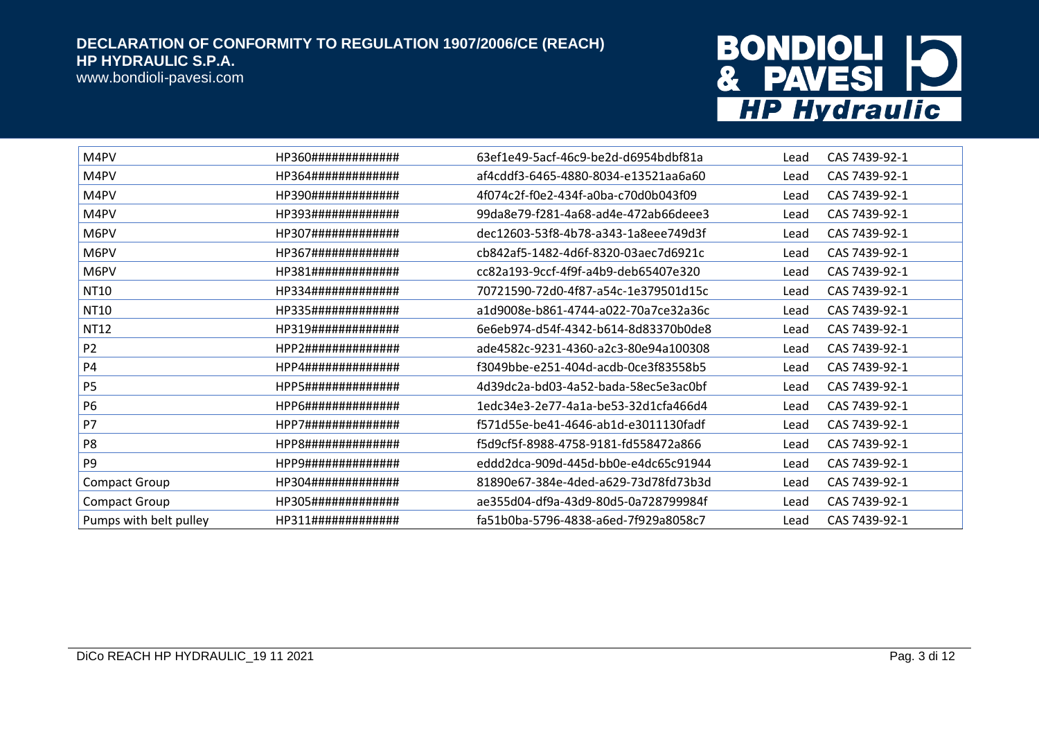| | | | | |
|---|---|---|---|---|
| M4PV | HP360############ | 63ef1e49-5acf-46c9-be2d-d6954bdbf81a | Lead | CAS 7439-92-1 |
| M4PV | HP364############ | af4cddf3-6465-4880-8034-e13521aa6a60 | Lead | CAS 7439-92-1 |
| M4PV | HP390############ | 4f074c2f-f0e2-434f-a0ba-c70d0b043f09 | Lead | CAS 7439-92-1 |
| M4PV | HP393############ | 99da8e79-f281-4a68-ad4e-472ab66deee3 | Lead | CAS 7439-92-1 |
| M6PV | HP307############ | dec12603-53f8-4b78-a343-1a8eee749d3f | Lead | CAS 7439-92-1 |
| M6PV | HP367############ | cb842af5-1482-4d6f-8320-03aec7d6921c | Lead | CAS 7439-92-1 |
| M6PV | HP381############ | cc82a193-9ccf-4f9f-a4b9-deb65407e320 | Lead | CAS 7439-92-1 |
| NT10 | HP334############ | 70721590-72d0-4f87-a54c-1e379501d15c | Lead | CAS 7439-92-1 |
| NT10 | HP335############ | a1d9008e-b861-4744-a022-70a7ce32a36c | Lead | CAS 7439-92-1 |
| NT12 | HP319############ | 6e6eb974-d54f-4342-b614-8d83370b0de8 | Lead | CAS 7439-92-1 |
| P2 | HPP2############# | ade4582c-9231-4360-a2c3-80e94a100308 | Lead | CAS 7439-92-1 |
| P4 | HPP4############# | f3049bbe-e251-404d-acdb-0ce3f83558b5 | Lead | CAS 7439-92-1 |
| P5 | HPP5############# | 4d39dc2a-bd03-4a52-bada-58ec5e3ac0bf | Lead | CAS 7439-92-1 |
| P6 | HPP6############# | 1edc34e3-2e77-4a1a-be53-32d1cfa466d4 | Lead | CAS 7439-92-1 |
| P7 | HPP7############# | f571d55e-be41-4646-ab1d-e3011130fadf | Lead | CAS 7439-92-1 |
| P8 | HPP8############# | f5d9cf5f-8988-4758-9181-fd558472a866 | Lead | CAS 7439-92-1 |
| P9 | HPP9############# | eddd2dca-909d-445d-bb0e-e4dc65c91944 | Lead | CAS 7439-92-1 |
| Compact Group | HP304############ | 81890e67-384e-4ded-a629-73d78fd73b3d | Lead | CAS 7439-92-1 |
| Compact Group | HP305############ | ae355d04-df9a-43d9-80d5-0a728799984f | Lead | CAS 7439-92-1 |
| Pumps with belt pulley | HP311############ | fa51b0ba-5796-4838-a6ed-7f929a8058c7 | Lead | CAS 7439-92-1 |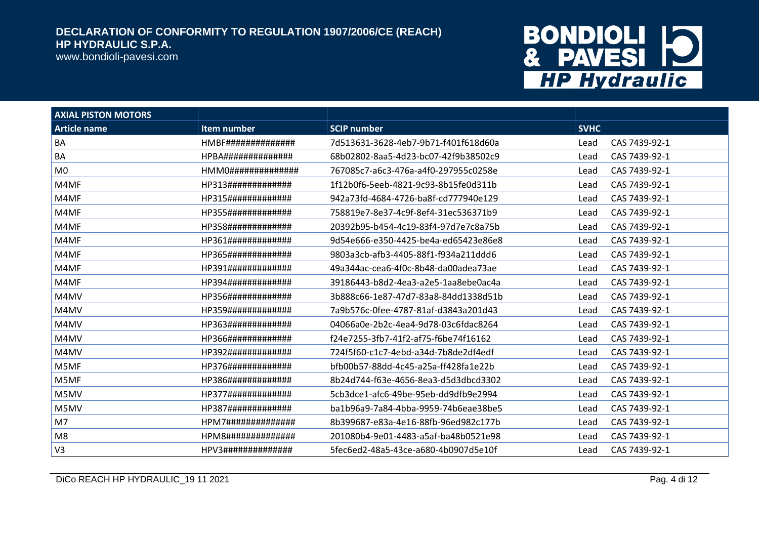| AXIAL PISTON MOTORS | | | |
|---|---|---|---|
| Article name | Item number | SCIP number | SVHC |
| BA | HMBF############### | 7d513631-3628-4eb7-9b71-f401f618d60a | Lead CAS 7439-92-1 |
| BA | HPBA############### | 68b02802-8aa5-4d23-bc07-42f9b38502c9 | Lead CAS 7439-92-1 |
| M0 | HMM0############### | 767085c7-a6c3-476a-a4f0-297955c0258e | Lead CAS 7439-92-1 |
| M4MF | HP313############## | 1f12b0f6-5eeb-4821-9c93-8b15fe0d311b | Lead CAS 7439-92-1 |
| M4MF | HP315############## | 942a73fd-4684-4726-ba8f-cd777940e129 | Lead CAS 7439-92-1 |
| M4MF | HP355############## | 758819e7-8e37-4c9f-8ef4-31ec536371b9 | Lead CAS 7439-92-1 |
| M4MF | HP358############## | 20392b95-b454-4c19-83f4-97d7e7c8a75b | Lead CAS 7439-92-1 |
| M4MF | HP361############## | 9d54e666-e350-4425-be4a-ed65423e86e8 | Lead CAS 7439-92-1 |
| M4MF | HP365############## | 9803a3cb-afb3-4405-88f1-f934a211ddd6 | Lead CAS 7439-92-1 |
| M4MF | HP391############## | 49a344ac-cea6-4f0c-8b48-da00adea73ae | Lead CAS 7439-92-1 |
| M4MF | HP394############## | 39186443-b8d2-4ea3-a2e5-1aa8ebe0ac4a | Lead CAS 7439-92-1 |
| M4MV | HP356############## | 3b888c66-1e87-47d7-83a8-84dd1338d51b | Lead CAS 7439-92-1 |
| M4MV | HP359############## | 7a9b576c-0fee-4787-81af-d3843a201d43 | Lead CAS 7439-92-1 |
| M4MV | HP363############## | 04066a0e-2b2c-4ea4-9d78-03c6fdac8264 | Lead CAS 7439-92-1 |
| M4MV | HP366############## | f24e7255-3fb7-41f2-af75-f6be74f16162 | Lead CAS 7439-92-1 |
| M4MV | HP392############## | 724f5f60-c1c7-4ebd-a34d-7b8de2df4edf | Lead CAS 7439-92-1 |
| M5MF | HP376############## | bfb00b57-88dd-4c45-a25a-ff428fa1e22b | Lead CAS 7439-92-1 |
| M5MF | HP386############## | 8b24d744-f63e-4656-8ea3-d5d3dbcd3302 | Lead CAS 7439-92-1 |
| M5MV | HP377############## | 5cb3dce1-afc6-49be-95eb-dd9dfb9e2994 | Lead CAS 7439-92-1 |
| M5MV | HP387############## | ba1b96a9-7a84-4bba-9959-74b6eae38be5 | Lead CAS 7439-92-1 |
| M7 | HPM7############### | 8b399687-e83a-4e16-88fb-96ed982c177b | Lead CAS 7439-92-1 |
| M8 | HPM8############### | 201080b4-9e01-4483-a5af-ba48b0521e98 | Lead CAS 7439-92-1 |
| V3 | HPV3############### | 5fec6ed2-48a5-43ce-a680-4b0907d5e10f | Lead CAS 7439-92-1 |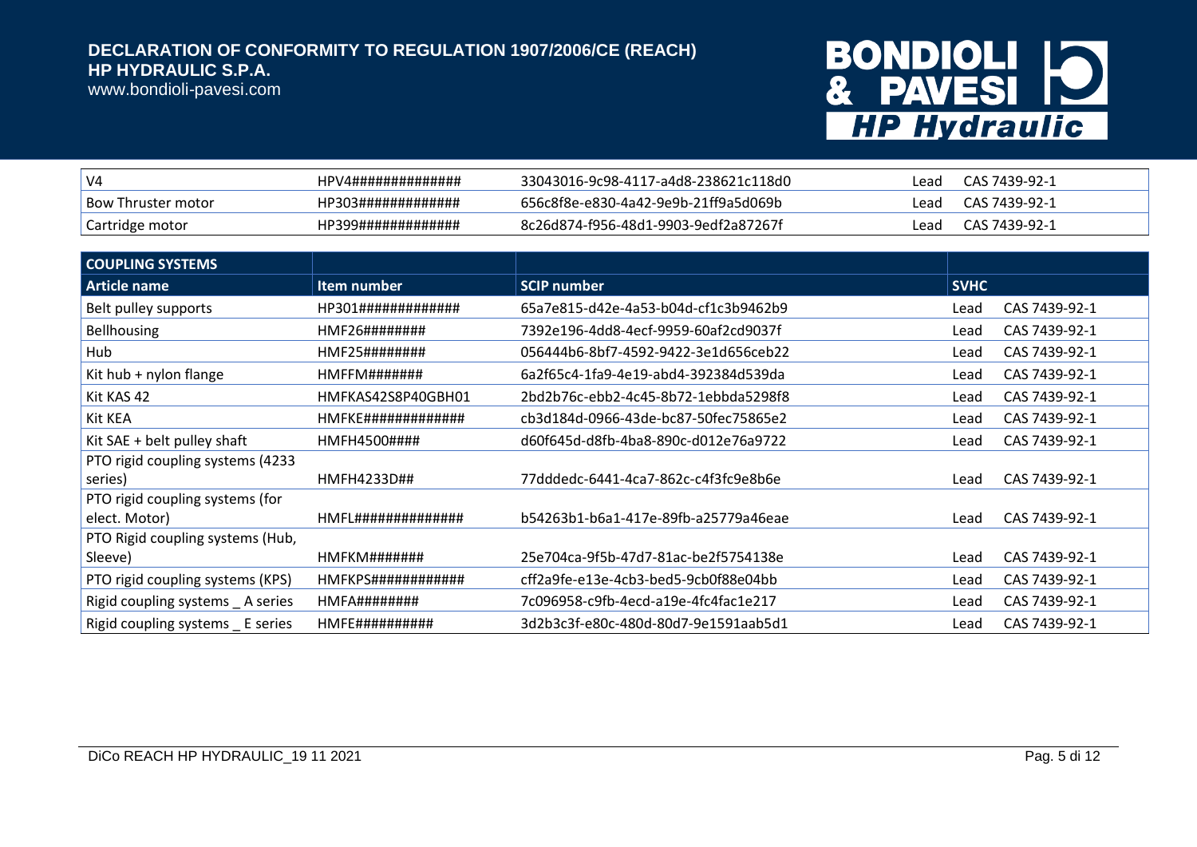| | | | | |
|---|---|---|---|---|
| V4 | HPV4############### | 33043016-9c98-4117-a4d8-238621c118d0 | Lead | CAS 7439-92-1 |
| Bow Thruster motor | HP303############# | 656c8f8e-e830-4a42-9e9b-21ff9a5d069b | Lead | CAS 7439-92-1 |
| Cartridge motor | HP399############# | 8c26d874-f956-48d1-9903-9edf2a87267f | Lead | CAS 7439-92-1 |

| COUPLING SYSTEMS | | | | |
|---|---|---|---|---|
| **Article name** | **Item number** | **SCIP number** | **SVHC** | |
| Belt pulley supports | HP301############# | 65a7e815-d42e-4a53-b04d-cf1c3b9462b9 | Lead | CAS 7439-92-1 |
| Bellhousing | HMF26######## | 7392e196-4dd8-4ecf-9959-60af2cd9037f | Lead | CAS 7439-92-1 |
| Hub | HMF25######## | 056444b6-8bf7-4592-9422-3e1d656ceb22 | Lead | CAS 7439-92-1 |
| Kit hub + nylon flange | HMFFM####### | 6a2f65c4-1fa9-4e19-abd4-392384d539da | Lead | CAS 7439-92-1 |
| Kit KAS 42 | HMFKAS42S8P40GBH01 | 2bd2b76c-ebb2-4c45-8b72-1ebbda5298f8 | Lead | CAS 7439-92-1 |
| Kit KEA | HMFKE############# | cb3d184d-0966-43de-bc87-50fec75865e2 | Lead | CAS 7439-92-1 |
| Kit SAE + belt pulley shaft | HMFH4500#### | d60f645d-d8fb-4ba8-890c-d012e76a9722 | Lead | CAS 7439-92-1 |
| PTO rigid coupling systems (4233 series) | HMFH4233D## | 77dddedc-6441-4ca7-862c-c4f3fc9e8b6e | Lead | CAS 7439-92-1 |
| PTO rigid coupling systems (for elect. Motor) | HMFL############## | b54263b1-b6a1-417e-89fb-a25779a46eae | Lead | CAS 7439-92-1 |
| PTO Rigid coupling systems (Hub, Sleeve) | HMFKM####### | 25e704ca-9f5b-47d7-81ac-be2f5754138e | Lead | CAS 7439-92-1 |
| PTO rigid coupling systems (KPS) | HMFKPS############ | cff2a9fe-e13e-4cb3-bed5-9cb0f88e04bb | Lead | CAS 7439-92-1 |
| Rigid coupling systems _ A series | HMFA######## | 7c096958-c9fb-4ecd-a19e-4fc4fac1e217 | Lead | CAS 7439-92-1 |
| Rigid coupling systems _ E series | HMFE########## | 3d2b3c3f-e80c-480d-80d7-9e1591aab5d1 | Lead | CAS 7439-92-1 |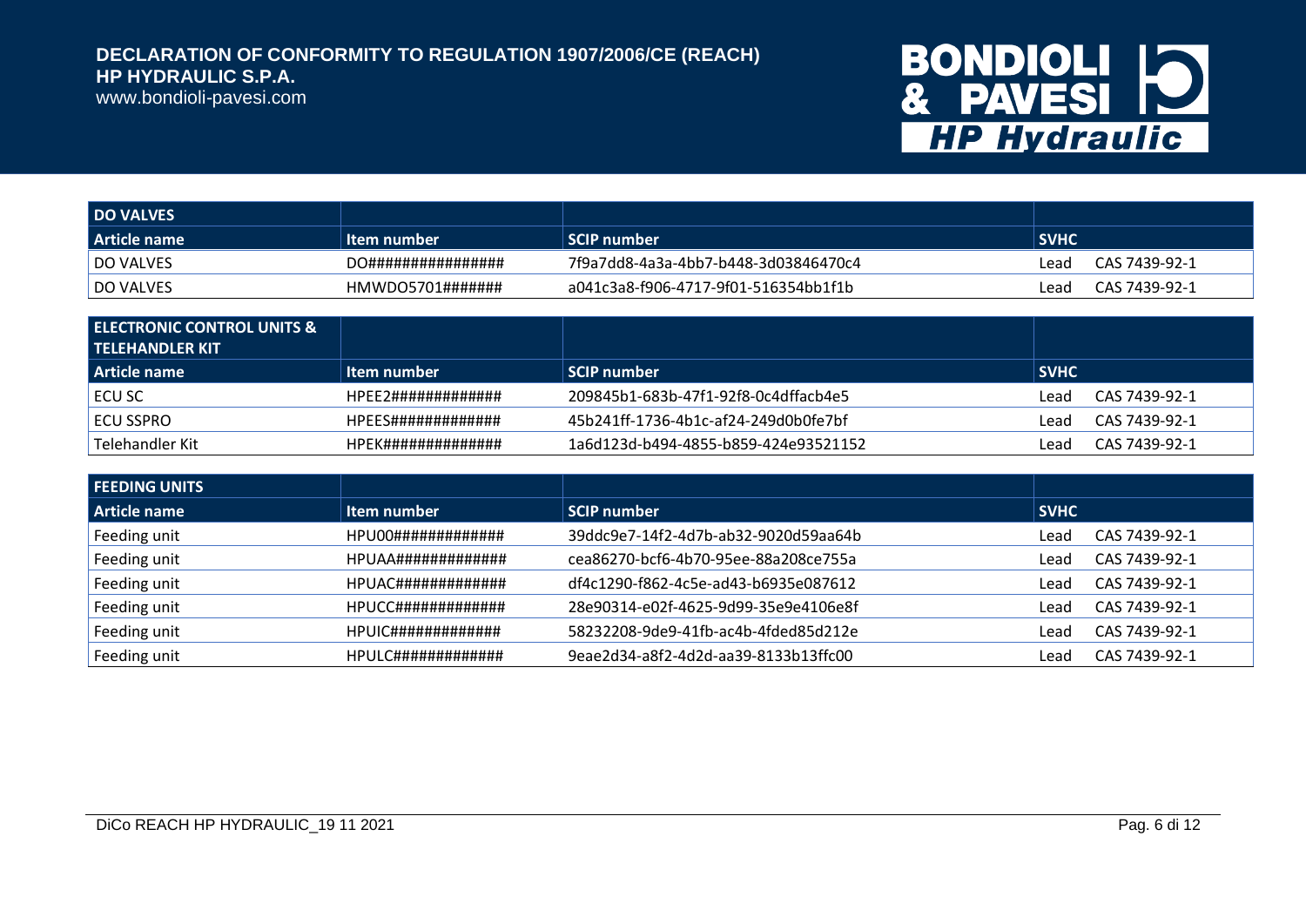| DO VALVES | | | |
|---|---|---|---|
| **Article name** | **Item number** | **SCIP number** | **SVHC** |
| DO VALVES | DO################ | 7f9a7dd8-4a3a-4bb7-b448-3d03846470c4 | Lead CAS 7439-92-1 |
| DO VALVES | HMWDO5701####### | a041c3a8-f906-4717-9f01-516354bb1f1b | Lead CAS 7439-92-1 |

| ELECTRONIC CONTROL UNITS & TELEHANDLER KIT | | | |
|---|---|---|---|
| **Article name** | **Item number** | **SCIP number** | **SVHC** |
| ECU SC | HPEE2############# | 209845b1-683b-47f1-92f8-0c4dffacb4e5 | Lead CAS 7439-92-1 |
| ECU SSPRO | HPEES############# | 45b241ff-1736-4b1c-af24-249d0b0fe7bf | Lead CAS 7439-92-1 |
| Telehandler Kit | HPEK############## | 1a6d123d-b494-4855-b859-424e93521152 | Lead CAS 7439-92-1 |

| FEEDING UNITS | | | |
|---|---|---|---|
| **Article name** | **Item number** | **SCIP number** | **SVHC** |
| Feeding unit | HPU00############# | 39ddc9e7-14f2-4d7b-ab32-9020d59aa64b | Lead CAS 7439-92-1 |
| Feeding unit | HPUAA############# | cea86270-bcf6-4b70-95ee-88a208ce755a | Lead CAS 7439-92-1 |
| Feeding unit | HPUAC############# | df4c1290-f862-4c5e-ad43-b6935e087612 | Lead CAS 7439-92-1 |
| Feeding unit | HPUCC############# | 28e90314-e02f-4625-9d99-35e9e4106e8f | Lead CAS 7439-92-1 |
| Feeding unit | HPUIC############# | 58232208-9de9-41fb-ac4b-4fded85d212e | Lead CAS 7439-92-1 |
| Feeding unit | HPULC############# | 9eae2d34-a8f2-4d2d-aa39-8133b13ffc00 | Lead CAS 7439-92-1 |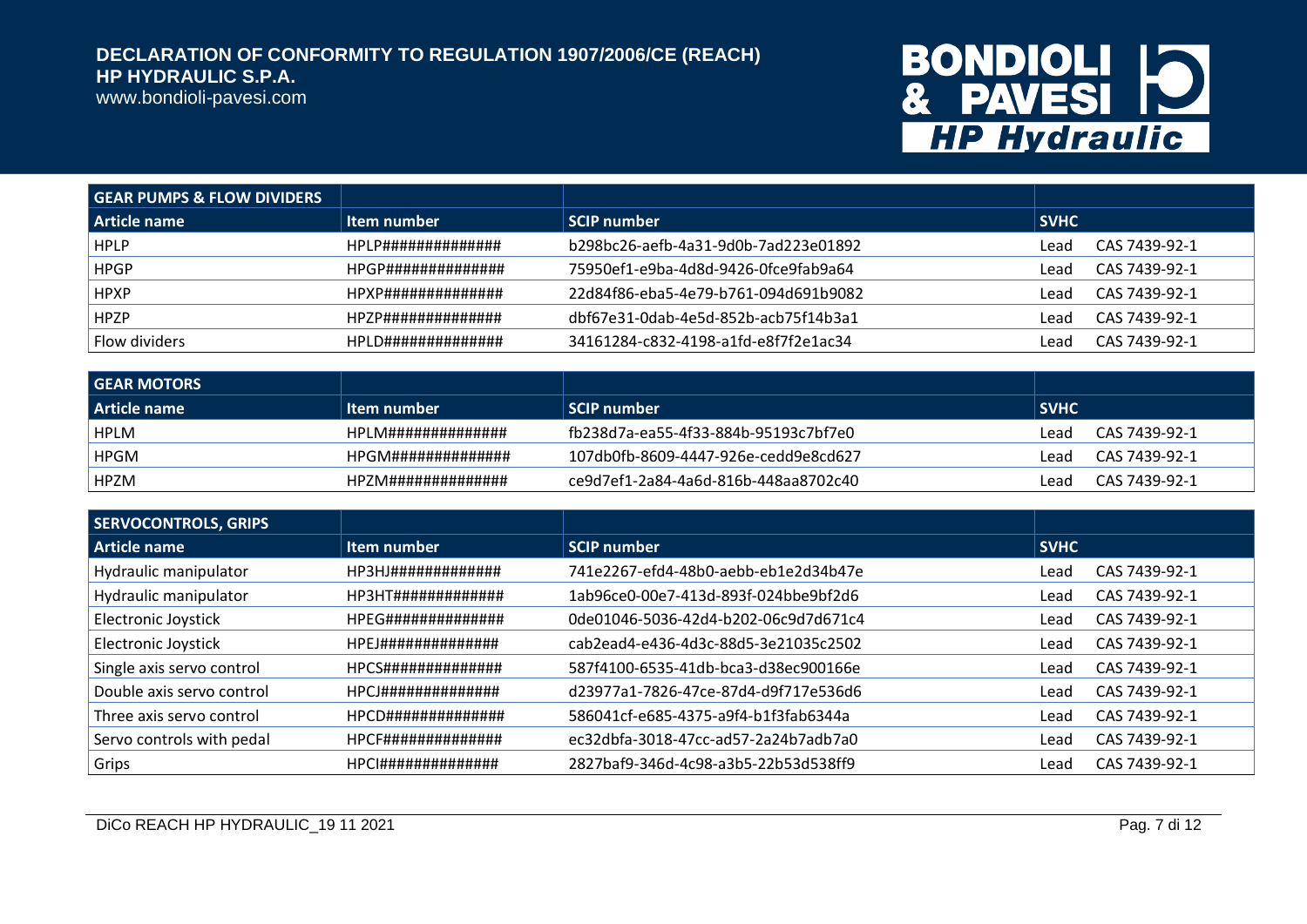| GEAR PUMPS & FLOW DIVIDERS | | | |
|---|---|---|---|
| **Article name** | **Item number** | **SCIP number** | **SVHC** |
| HPLP | HPLP############## | b298bc26-aefb-4a31-9d0b-7ad223e01892 | Lead CAS 7439-92-1 |
| HPGP | HPGP############## | 75950ef1-e9ba-4d8d-9426-0fce9fab9a64 | Lead CAS 7439-92-1 |
| HPXP | HPXP############## | 22d84f86-eba5-4e79-b761-094d691b9082 | Lead CAS 7439-92-1 |
| HPZP | HPZP############## | dbf67e31-0dab-4e5d-852b-acb75f14b3a1 | Lead CAS 7439-92-1 |
| Flow dividers | HPLD############## | 34161284-c832-4198-a1fd-e8f7f2e1ac34 | Lead CAS 7439-92-1 |

| GEAR MOTORS | | | |
|---|---|---|---|
| **Article name** | **Item number** | **SCIP number** | **SVHC** |
| HPLM | HPLM############## | fb238d7a-ea55-4f33-884b-95193c7bf7e0 | Lead CAS 7439-92-1 |
| HPGM | HPGM############## | 107db0fb-8609-4447-926e-cedd9e8cd627 | Lead CAS 7439-92-1 |
| HPZM | HPZM############## | ce9d7ef1-2a84-4a6d-816b-448aa8702c40 | Lead CAS 7439-92-1 |

| SERVOCONTROLS, GRIPS | | | |
|---|---|---|---|
| **Article name** | **Item number** | **SCIP number** | **SVHC** |
| Hydraulic manipulator | HP3HJ############# | 741e2267-efd4-48b0-aebb-eb1e2d34b47e | Lead CAS 7439-92-1 |
| Hydraulic manipulator | HP3HT############# | 1ab96ce0-00e7-413d-893f-024bbe9bf2d6 | Lead CAS 7439-92-1 |
| Electronic Joystick | HPEG############## | 0de01046-5036-42d4-b202-06c9d7d671c4 | Lead CAS 7439-92-1 |
| Electronic Joystick | HPEJ############## | cab2ead4-e436-4d3c-88d5-3e21035c2502 | Lead CAS 7439-92-1 |
| Single axis servo control | HPCS############## | 587f4100-6535-41db-bca3-d38ec900166e | Lead CAS 7439-92-1 |
| Double axis servo control | HPCJ############## | d23977a1-7826-47ce-87d4-d9f717e536d6 | Lead CAS 7439-92-1 |
| Three axis servo control | HPCD############## | 586041cf-e685-4375-a9f4-b1f3fab6344a | Lead CAS 7439-92-1 |
| Servo controls with pedal | HPCF############## | ec32dbfa-3018-47cc-ad57-2a24b7adb7a0 | Lead CAS 7439-92-1 |
| Grips | HPCI############## | 2827baf9-346d-4c98-a3b5-22b53d538ff9 | Lead CAS 7439-92-1 |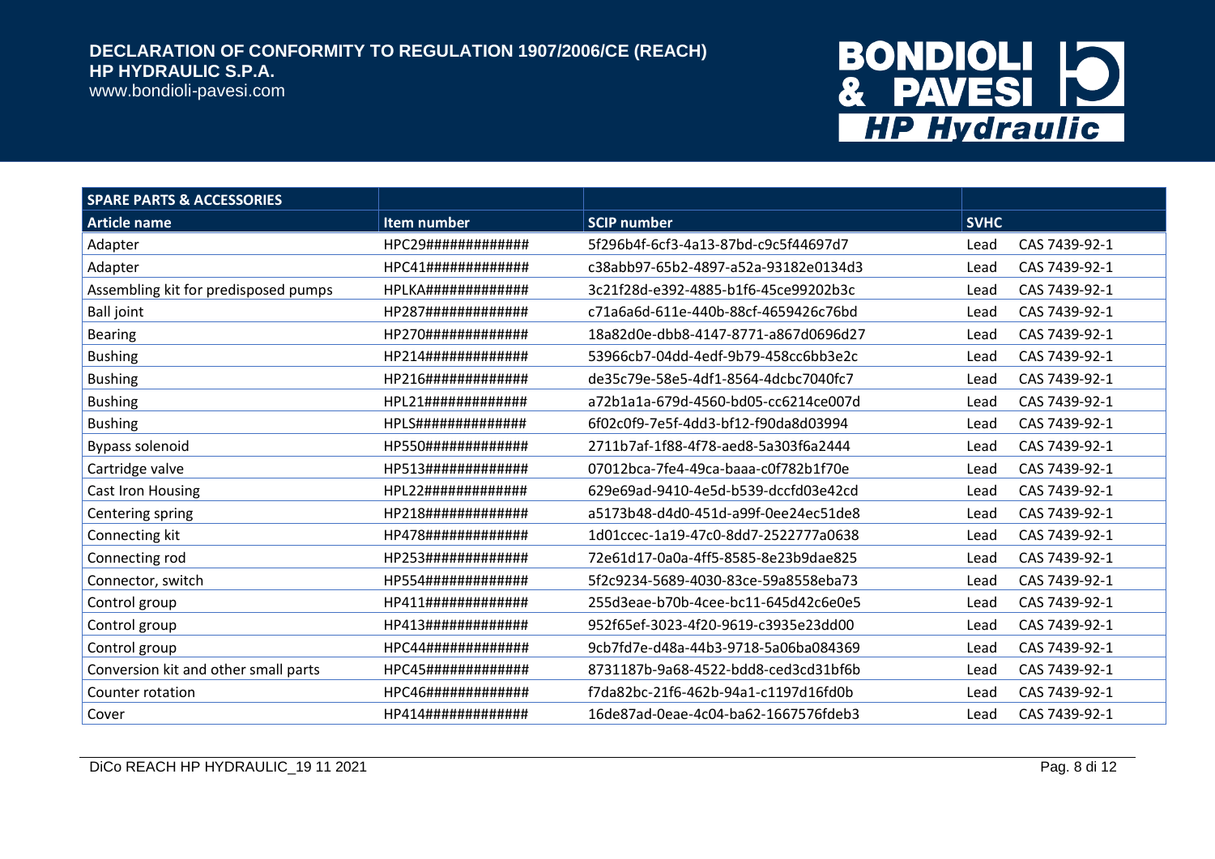| SPARE PARTS & ACCESSORIES | | | | |
|---|---|---|---|---|
| Article name | Item number | SCIP number | SVHC | |
| Adapter | HPC29############# | 5f296b4f-6cf3-4a13-87bd-c9c5f44697d7 | Lead | CAS 7439-92-1 |
| Adapter | HPC41############# | c38abb97-65b2-4897-a52a-93182e0134d3 | Lead | CAS 7439-92-1 |
| Assembling kit for predisposed pumps | HPLKA############# | 3c21f28d-e392-4885-b1f6-45ce99202b3c | Lead | CAS 7439-92-1 |
| Ball joint | HP287############# | c71a6a6d-611e-440b-88cf-4659426c76bd | Lead | CAS 7439-92-1 |
| Bearing | HP270############# | 18a82d0e-dbb8-4147-8771-a867d0696d27 | Lead | CAS 7439-92-1 |
| Bushing | HP214############# | 53966cb7-04dd-4edf-9b79-458cc6bb3e2c | Lead | CAS 7439-92-1 |
| Bushing | HP216############# | de35c79e-58e5-4df1-8564-4dcbc7040fc7 | Lead | CAS 7439-92-1 |
| Bushing | HPL21############# | a72b1a1a-679d-4560-bd05-cc6214ce007d | Lead | CAS 7439-92-1 |
| Bushing | HPLS############## | 6f02c0f9-7e5f-4dd3-bf12-f90da8d03994 | Lead | CAS 7439-92-1 |
| Bypass solenoid | HP550############# | 2711b7af-1f88-4f78-aed8-5a303f6a2444 | Lead | CAS 7439-92-1 |
| Cartridge valve | HP513############# | 07012bca-7fe4-49ca-baaa-c0f782b1f70e | Lead | CAS 7439-92-1 |
| Cast Iron Housing | HPL22############# | 629e69ad-9410-4e5d-b539-dccfd03e42cd | Lead | CAS 7439-92-1 |
| Centering spring | HP218############# | a5173b48-d4d0-451d-a99f-0ee24ec51de8 | Lead | CAS 7439-92-1 |
| Connecting kit | HP478############# | 1d01ccec-1a19-47c0-8dd7-2522777a0638 | Lead | CAS 7439-92-1 |
| Connecting rod | HP253############# | 72e61d17-0a0a-4ff5-8585-8e23b9dae825 | Lead | CAS 7439-92-1 |
| Connector, switch | HP554############# | 5f2c9234-5689-4030-83ce-59a8558eba73 | Lead | CAS 7439-92-1 |
| Control group | HP411############# | 255d3eae-b70b-4cee-bc11-645d42c6e0e5 | Lead | CAS 7439-92-1 |
| Control group | HP413############# | 952f65ef-3023-4f20-9619-c3935e23dd00 | Lead | CAS 7439-92-1 |
| Control group | HPC44############# | 9cb7fd7e-d48a-44b3-9718-5a06ba084369 | Lead | CAS 7439-92-1 |
| Conversion kit and other small parts | HPC45############# | 8731187b-9a68-4522-bdd8-ced3cd31bf6b | Lead | CAS 7439-92-1 |
| Counter rotation | HPC46############# | f7da82bc-21f6-462b-94a1-c1197d16fd0b | Lead | CAS 7439-92-1 |
| Cover | HP414############# | 16de87ad-0eae-4c04-ba62-1667576fdeb3 | Lead | CAS 7439-92-1 |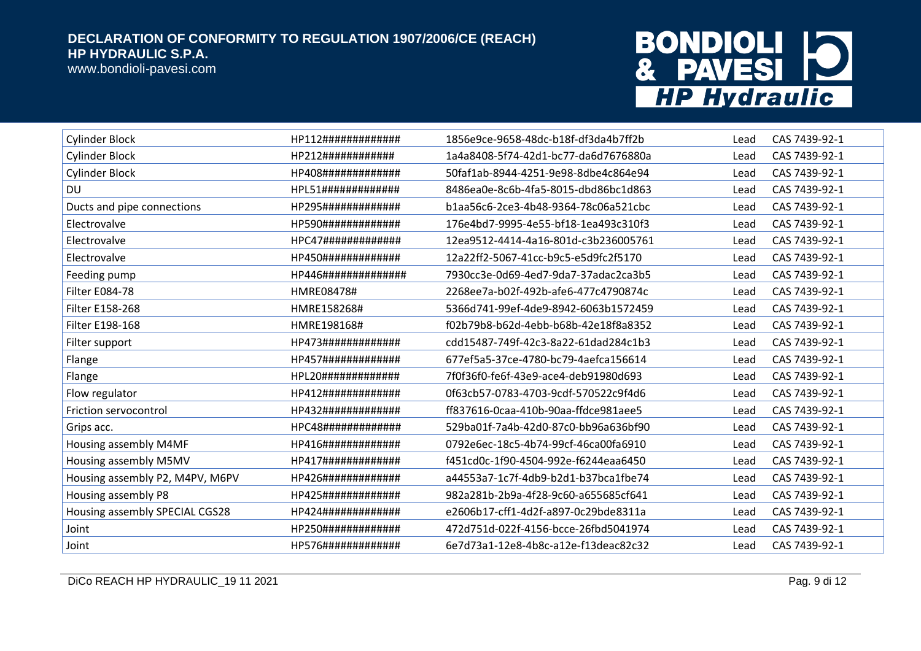| Cylinder Block | HP112############# | 1856e9ce-9658-48dc-b18f-df3da4b7ff2b | Lead | CAS 7439-92-1 |
|---|---|---|---|---|
| Cylinder Block | HP212############ | 1a4a8408-5f74-42d1-bc77-da6d7676880a | Lead | CAS 7439-92-1 |
| Cylinder Block | HP408############# | 50faf1ab-8944-4251-9e98-8dbe4c864e94 | Lead | CAS 7439-92-1 |
| DU | HPL51############# | 8486ea0e-8c6b-4fa5-8015-dbd86bc1d863 | Lead | CAS 7439-92-1 |
| Ducts and pipe connections | HP295############# | b1aa56c6-2ce3-4b48-9364-78c06a521cbc | Lead | CAS 7439-92-1 |
| Electrovalve | HP590############# | 176e4bd7-9995-4e55-bf18-1ea493c310f3 | Lead | CAS 7439-92-1 |
| Electrovalve | HPC47############# | 12ea9512-4414-4a16-801d-c3b236005761 | Lead | CAS 7439-92-1 |
| Electrovalve | HP450############# | 12a22ff2-5067-41cc-b9c5-e5d9fc2f5170 | Lead | CAS 7439-92-1 |
| Feeding pump | HP446############### | 7930cc3e-0d69-4ed7-9da7-37adac2ca3b5 | Lead | CAS 7439-92-1 |
| Filter E084-78 | HMRE08478# | 2268ee7a-b02f-492b-afe6-477c4790874c | Lead | CAS 7439-92-1 |
| Filter E158-268 | HMRE158268# | 5366d741-99ef-4de9-8942-6063b1572459 | Lead | CAS 7439-92-1 |
| Filter E198-168 | HMRE198168# | f02b79b8-b62d-4ebb-b68b-42e18f8a8352 | Lead | CAS 7439-92-1 |
| Filter support | HP473############# | cdd15487-749f-42c3-8a22-61dad284c1b3 | Lead | CAS 7439-92-1 |
| Flange | HP457############# | 677ef5a5-37ce-4780-bc79-4aefca156614 | Lead | CAS 7439-92-1 |
| Flange | HPL20############# | 7f0f36f0-fe6f-43e9-ace4-deb91980d693 | Lead | CAS 7439-92-1 |
| Flow regulator | HP412############# | 0f63cb57-0783-4703-9cdf-570522c9f4d6 | Lead | CAS 7439-92-1 |
| Friction servocontrol | HP432############# | ff837616-0caa-410b-90aa-ffdce981aee5 | Lead | CAS 7439-92-1 |
| Grips acc. | HPC48############# | 529ba01f-7a4b-42d0-87c0-bb96a636bf90 | Lead | CAS 7439-92-1 |
| Housing assembly M4MF | HP416############# | 0792e6ec-18c5-4b74-99cf-46ca00fa6910 | Lead | CAS 7439-92-1 |
| Housing assembly M5MV | HP417############# | f451cd0c-1f90-4504-992e-f6244eaa6450 | Lead | CAS 7439-92-1 |
| Housing assembly P2, M4PV, M6PV | HP426############# | a44553a7-1c7f-4db9-b2d1-b37bca1fbe74 | Lead | CAS 7439-92-1 |
| Housing assembly P8 | HP425############# | 982a281b-2b9a-4f28-9c60-a655685cf641 | Lead | CAS 7439-92-1 |
| Housing assembly SPECIAL CGS28 | HP424############# | e2606b17-cff1-4d2f-a897-0c29bde8311a | Lead | CAS 7439-92-1 |
| Joint | HP250############# | 472d751d-022f-4156-bcce-26fbd5041974 | Lead | CAS 7439-92-1 |
| Joint | HP576############# | 6e7d73a1-12e8-4b8c-a12e-f13deac82c32 | Lead | CAS 7439-92-1 |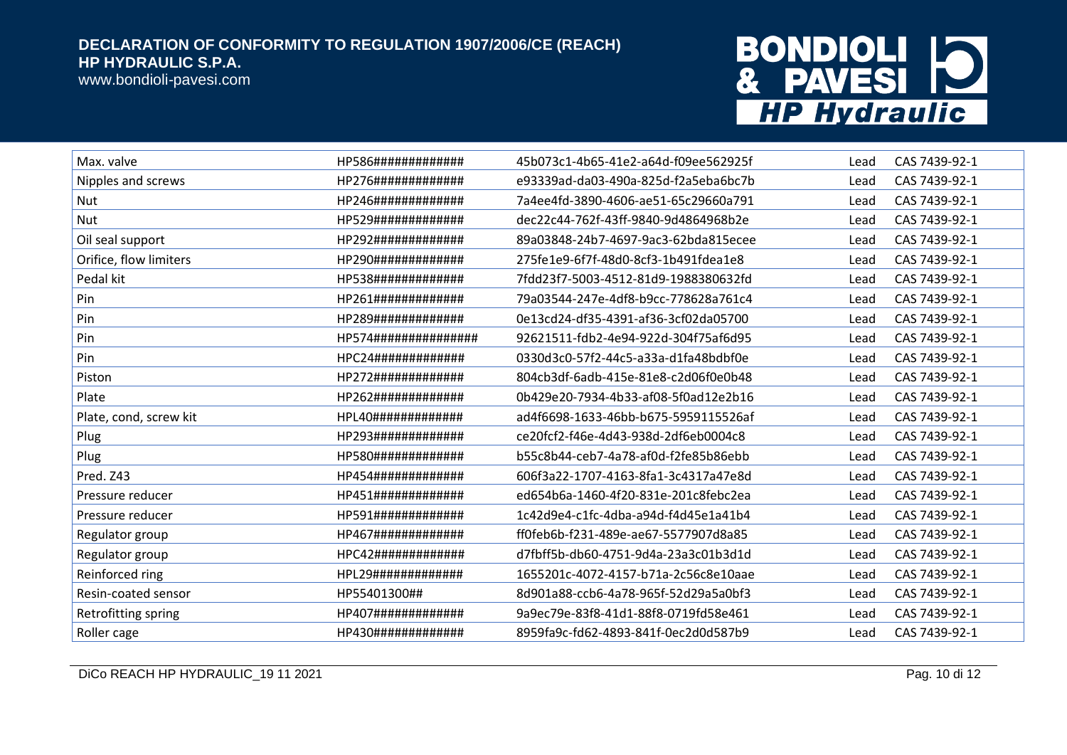| Max. valve | HP586############# | 45b073c1-4b65-41e2-a64d-f09ee562925f | Lead | CAS 7439-92-1 |
|---|---|---|---|---|
| Nipples and screws | HP276############# | e93339ad-da03-490a-825d-f2a5eba6bc7b | Lead | CAS 7439-92-1 |
| Nut | HP246############# | 7a4ee4fd-3890-4606-ae51-65c29660a791 | Lead | CAS 7439-92-1 |
| Nut | HP529############# | dec22c44-762f-43ff-9840-9d4864968b2e | Lead | CAS 7439-92-1 |
| Oil seal support | HP292############# | 89a03848-24b7-4697-9ac3-62bda815ecee | Lead | CAS 7439-92-1 |
| Orifice, flow limiters | HP290############# | 275fe1e9-6f7f-48d0-8cf3-1b491fdea1e8 | Lead | CAS 7439-92-1 |
| Pedal kit | HP538############# | 7fdd23f7-5003-4512-81d9-1988380632fd | Lead | CAS 7439-92-1 |
| Pin | HP261############# | 79a03544-247e-4df8-b9cc-778628a761c4 | Lead | CAS 7439-92-1 |
| Pin | HP289############# | 0e13cd24-df35-4391-af36-3cf02da05700 | Lead | CAS 7439-92-1 |
| Pin | HP574################## | 92621511-fdb2-4e94-922d-304f75af6d95 | Lead | CAS 7439-92-1 |
| Pin | HPC24############# | 0330d3c0-57f2-44c5-a33a-d1fa48bdbf0e | Lead | CAS 7439-92-1 |
| Piston | HP272############# | 804cb3df-6adb-415e-81e8-c2d06f0e0b48 | Lead | CAS 7439-92-1 |
| Plate | HP262############# | 0b429e20-7934-4b33-af08-5f0ad12e2b16 | Lead | CAS 7439-92-1 |
| Plate, cond, screw kit | HPL40############# | ad4f6698-1633-46bb-b675-5959115526af | Lead | CAS 7439-92-1 |
| Plug | HP293############# | ce20fcf2-f46e-4d43-938d-2df6eb0004c8 | Lead | CAS 7439-92-1 |
| Plug | HP580############# | b55c8b44-ceb7-4a78-af0d-f2fe85b86ebb | Lead | CAS 7439-92-1 |
| Pred. Z43 | HP454############# | 606f3a22-1707-4163-8fa1-3c4317a47e8d | Lead | CAS 7439-92-1 |
| Pressure reducer | HP451############# | ed654b6a-1460-4f20-831e-201c8febc2ea | Lead | CAS 7439-92-1 |
| Pressure reducer | HP591############# | 1c42d9e4-c1fc-4dba-a94d-f4d45e1a41b4 | Lead | CAS 7439-92-1 |
| Regulator group | HP467############# | ff0feb6b-f231-489e-ae67-5577907d8a85 | Lead | CAS 7439-92-1 |
| Regulator group | HPC42############# | d7fbff5b-db60-4751-9d4a-23a3c01b3d1d | Lead | CAS 7439-92-1 |
| Reinforced ring | HPL29############# | 1655201c-4072-4157-b71a-2c56c8e10aae | Lead | CAS 7439-92-1 |
| Resin-coated sensor | HP55401300## | 8d901a88-ccb6-4a78-965f-52d29a5a0bf3 | Lead | CAS 7439-92-1 |
| Retrofitting spring | HP407############# | 9a9ec79e-83f8-41d1-88f8-0719fd58e461 | Lead | CAS 7439-92-1 |
| Roller cage | HP430############# | 8959fa9c-fd62-4893-841f-0ec2d0d587b9 | Lead | CAS 7439-92-1 |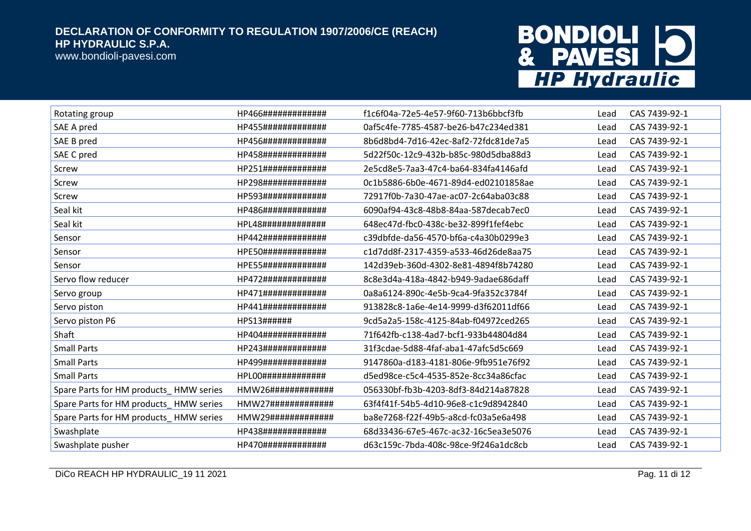| Rotating group | HP466############# | f1c6f04a-72e5-4e57-9f60-713b6bbcf3fb | Lead | CAS 7439-92-1 |
|---|---|---|---|---|
| SAE A pred | HP455############# | 0af5c4fe-7785-4587-be26-b47c234ed381 | Lead | CAS 7439-92-1 |
| SAE B pred | HP456############# | 8b6d8bd4-7d16-42ec-8af2-72fdc81de7a5 | Lead | CAS 7439-92-1 |
| SAE C pred | HP458############# | 5d22f50c-12c9-432b-b85c-980d5dba88d3 | Lead | CAS 7439-92-1 |
| Screw | HP251############# | 2e5cd8e5-7aa3-47c4-ba64-834fa4146afd | Lead | CAS 7439-92-1 |
| Screw | HP298############# | 0c1b5886-6b0e-4671-89d4-ed02101858ae | Lead | CAS 7439-92-1 |
| Screw | HP593############# | 72917f0b-7a30-47ae-ac07-2c64aba03c88 | Lead | CAS 7439-92-1 |
| Seal kit | HP486############# | 6090af94-43c8-48b8-84aa-587decab7ec0 | Lead | CAS 7439-92-1 |
| Seal kit | HPL48############# | 648ec47d-fbc0-438c-be32-899f1fef4ebc | Lead | CAS 7439-92-1 |
| Sensor | HP442############# | c39dbfde-da56-4570-bf6a-c4a30b0299e3 | Lead | CAS 7439-92-1 |
| Sensor | HPE50############# | c1d7dd8f-2317-4359-a533-46d26de8aa75 | Lead | CAS 7439-92-1 |
| Sensor | HPE55############# | 142d39eb-360d-4302-8e81-4894f8b74280 | Lead | CAS 7439-92-1 |
| Servo flow reducer | HP472############# | 8c8e3d4a-418a-4842-b949-9adae686daff | Lead | CAS 7439-92-1 |
| Servo group | HP471############# | 0a8a6124-890c-4e5b-9ca4-9fa352c3784f | Lead | CAS 7439-92-1 |
| Servo piston | HP441############# | 913828c8-1a6e-4e14-9999-d3f62011df66 | Lead | CAS 7439-92-1 |
| Servo piston P6 | HPS13###### | 9cd5a2a5-158c-4125-84ab-f04972ced265 | Lead | CAS 7439-92-1 |
| Shaft | HP404############# | 71f642fb-c138-4ad7-bcf1-933b44804d84 | Lead | CAS 7439-92-1 |
| Small Parts | HP243############# | 31f3cdae-5d88-4faf-aba1-47afc5d5c669 | Lead | CAS 7439-92-1 |
| Small Parts | HP499############# | 9147860a-d183-4181-806e-9fb951e76f92 | Lead | CAS 7439-92-1 |
| Small Parts | HPL00############# | d5ed98ce-c5c4-4535-852e-8cc34a86cfac | Lead | CAS 7439-92-1 |
| Spare Parts for HM products_ HMW series | HMW26############# | 056330bf-fb3b-4203-8df3-84d214a87828 | Lead | CAS 7439-92-1 |
| Spare Parts for HM products_ HMW series | HMW27############# | 63f4f41f-54b5-4d10-96e8-c1c9d8942840 | Lead | CAS 7439-92-1 |
| Spare Parts for HM products_ HMW series | HMW29############# | ba8e7268-f22f-49b5-a8cd-fc03a5e6a498 | Lead | CAS 7439-92-1 |
| Swashplate | HP438############# | 68d33436-67e5-467c-ac32-16c5ea3e5076 | Lead | CAS 7439-92-1 |
| Swashplate pusher | HP470############# | d63c159c-7bda-408c-98ce-9f246a1dc8cb | Lead | CAS 7439-92-1 |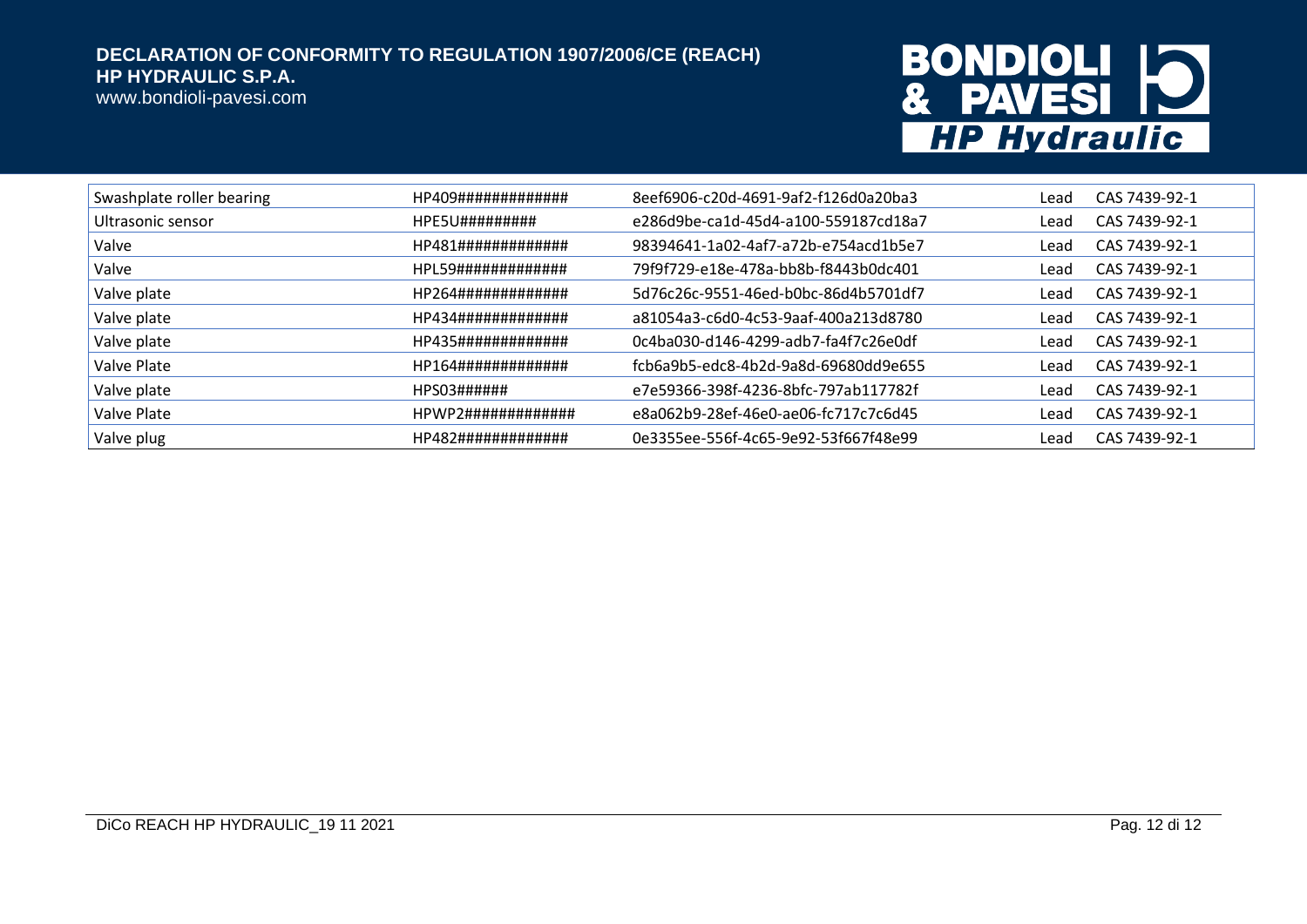| | | | | |
|---|---|---|---|---|
| Swashplate roller bearing | HP409############# | 8eef6906-c20d-4691-9af2-f126d0a20ba3 | Lead | CAS 7439-92-1 |
| Ultrasonic sensor | HPE5U######### | e286d9be-ca1d-45d4-a100-559187cd18a7 | Lead | CAS 7439-92-1 |
| Valve | HP481############# | 98394641-1a02-4af7-a72b-e754acd1b5e7 | Lead | CAS 7439-92-1 |
| Valve | HPL59############# | 79f9f729-e18e-478a-bb8b-f8443b0dc401 | Lead | CAS 7439-92-1 |
| Valve plate | HP264############# | 5d76c26c-9551-46ed-b0bc-86d4b5701df7 | Lead | CAS 7439-92-1 |
| Valve plate | HP434############# | a81054a3-c6d0-4c53-9aaf-400a213d8780 | Lead | CAS 7439-92-1 |
| Valve plate | HP435############# | 0c4ba030-d146-4299-adb7-fa4f7c26e0df | Lead | CAS 7439-92-1 |
| Valve Plate | HP164############# | fcb6a9b5-edc8-4b2d-9a8d-69680dd9e655 | Lead | CAS 7439-92-1 |
| Valve plate | HPS03###### | e7e59366-398f-4236-8bfc-797ab117782f | Lead | CAS 7439-92-1 |
| Valve Plate | HPWP2############## | e8a062b9-28ef-46e0-ae06-fc717c7c6d45 | Lead | CAS 7439-92-1 |
| Valve plug | HP482############# | 0e3355ee-556f-4c65-9e92-53f667f48e99 | Lead | CAS 7439-92-1 |